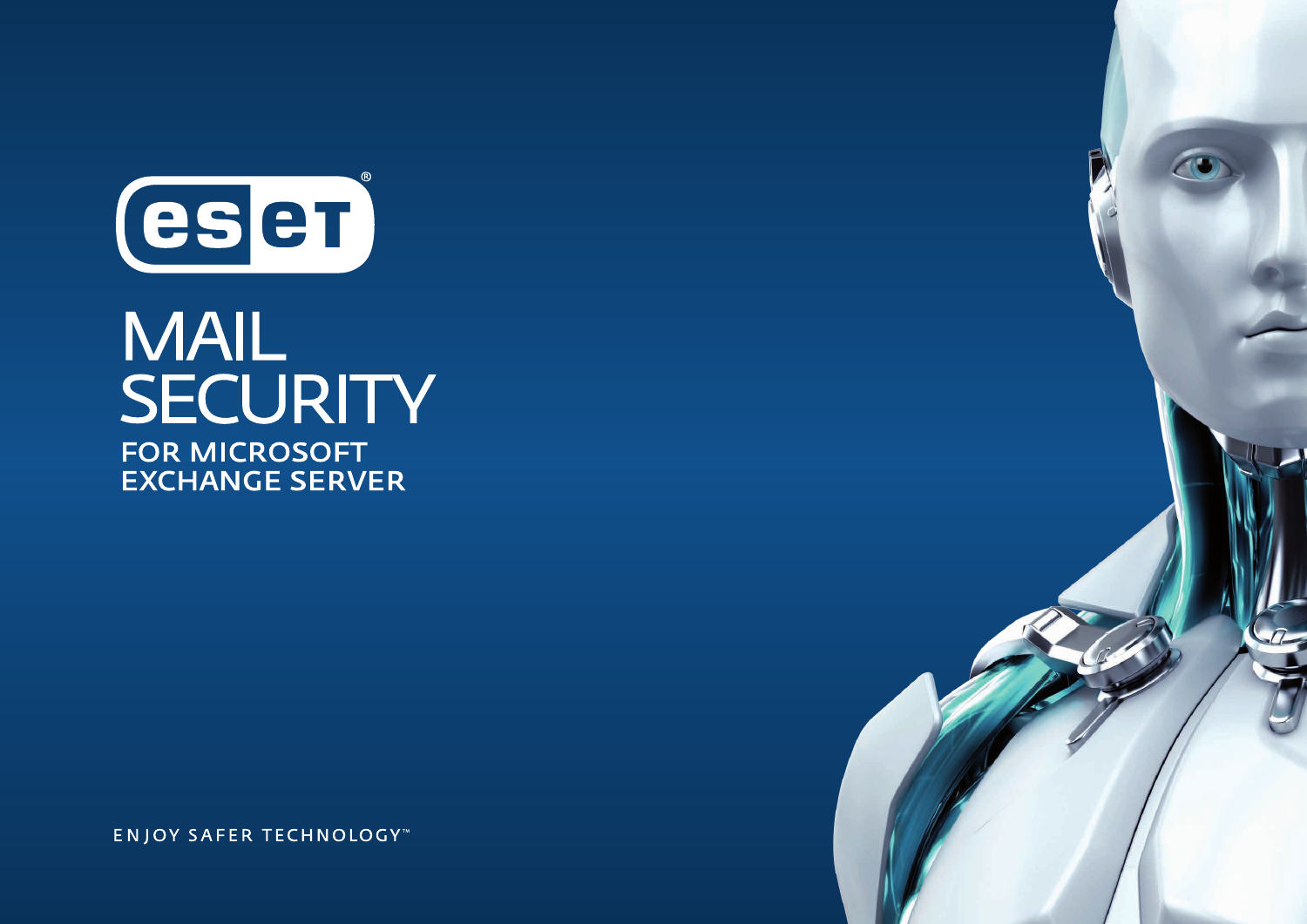# ESET

# MAIL SECURITY

## FOR MICROSOFT EXCHANGE SERVER

ENJOY SAFER TECHNOLOGY™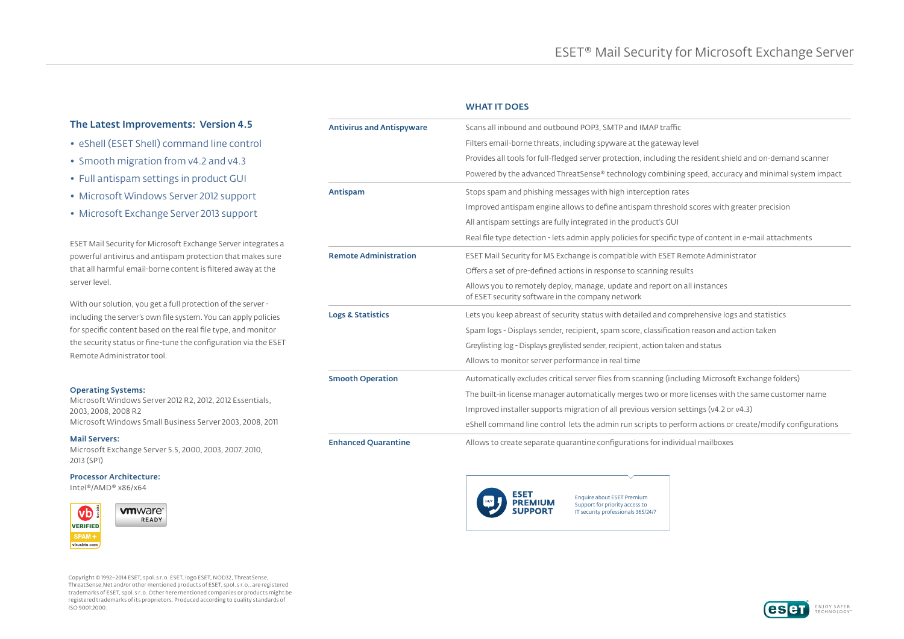## The Latest Improvements: Version 4.5

- eShell (ESET Shell) command line control
- Smooth migration from v4.2 and v4.3
- Full antispam settings in product GUI
- Microsoft Windows Server 2012 support
- Microsoft Exchange Server 2013 support

ESET Mail Security for Microsoft Exchange Server integrates a powerful antivirus and antispam protection that makes sure that all harmful email-borne content is filtered away at the server level.

With our solution, you get a full protection of the server - including the server's own file system. You can apply policies for specific content based on the real file type, and monitor the security status or fine-tune the configuration via the ESET Remote Administrator tool.

**Operating Systems:**
Microsoft Windows Server 2012 R2, 2012, 2012 Essentials, 2003, 2008, 2008 R2
Microsoft Windows Small Business Server 2003, 2008, 2011

**Mail Servers:**
Microsoft Exchange Server 5.5, 2000, 2003, 2007, 2010, 2013 (SP1)

**Processor Architecture:**
Intel®/AMD® x86/x64

### WHAT IT DOES

| | |
|---|---|
| **Antivirus and Antispyware** | Scans all inbound and outbound POP3, SMTP and IMAP traffic |
| | Filters email-borne threats, including spyware at the gateway level |
| | Provides all tools for full-fledged server protection, including the resident shield and on-demand scanner |
| | Powered by the advanced ThreatSense® technology combining speed, accuracy and minimal system impact |
| **Antispam** | Stops spam and phishing messages with high interception rates |
| | Improved antispam engine allows to define antispam threshold scores with greater precision |
| | All antispam settings are fully integrated in the product's GUI |
| | Real file type detection - lets admin apply policies for specific type of content in e-mail attachments |
| **Remote Administration** | ESET Mail Security for MS Exchange is compatible with ESET Remote Administrator |
| | Offers a set of pre-defined actions in response to scanning results |
| | Allows you to remotely deploy, manage, update and report on all instances of ESET security software in the company network |
| **Logs & Statistics** | Lets you keep abreast of security status with detailed and comprehensive logs and statistics |
| | Spam logs - Displays sender, recipient, spam score, classification reason and action taken |
| | Greylisting log - Displays greylisted sender, recipient, action taken and status |
| | Allows to monitor server performance in real time |
| **Smooth Operation** | Automatically excludes critical server files from scanning (including Microsoft Exchange folders) |
| | The built-in license manager automatically merges two or more licenses with the same customer name |
| | Improved installer supports migration of all previous version settings (v4.2 or v4.3) |
| | eShell command line control lets the admin run scripts to perform actions or create/modify configurations |
| **Enhanced Quarantine** | Allows to create separate quarantine configurations for individual mailboxes |

**ESET PREMIUM SUPPORT**
Enquire about ESET Premium Support for priority access to IT security professionals 365/24/7

Copyright © 1992–2014 ESET, spol. s r. o. ESET, logo ESET, NOD32, ThreatSense, ThreatSense.Net and/or other mentioned products of ESET, spol. s r. o., are registered trademarks of ESET, spol. s r. o. Other here mentioned companies or products might be registered trademarks of its proprietors. Produced according to quality standards of ISO 9001:2000.

ENJOY SAFER TECHNOLOGY™